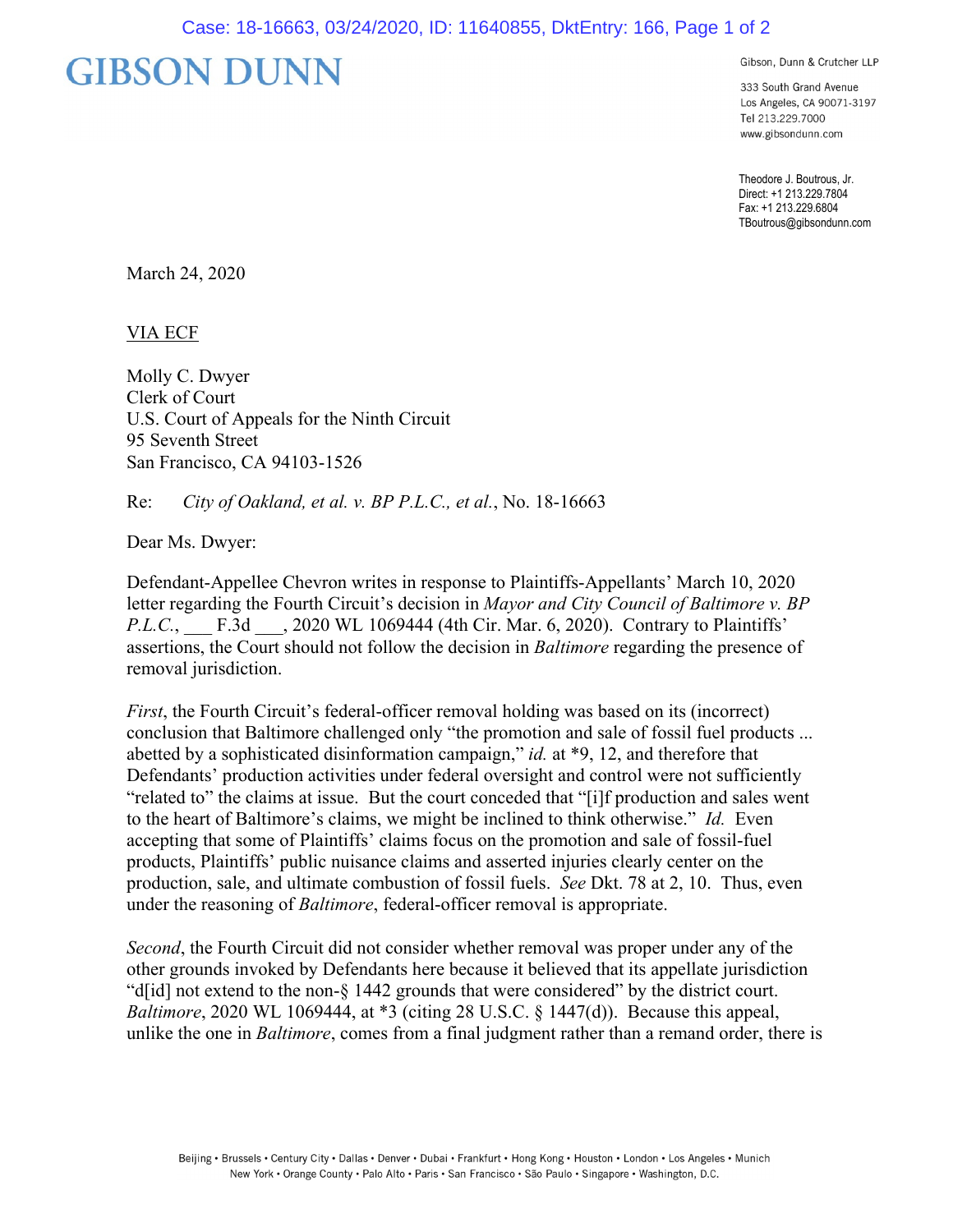# GIBSON DUNN

Gibson, Dunn & Crutcher LLP

333 South Grand Avenue
Los Angeles, CA 90071-3197
Tel 213.229.7000
www.gibsondunn.com

Theodore J. Boutrous, Jr.
Direct: +1 213.229.7804
Fax: +1 213.229.6804
TBoutrous@gibsondunn.com

March 24, 2020

VIA ECF

Molly C. Dwyer
Clerk of Court
U.S. Court of Appeals for the Ninth Circuit
95 Seventh Street
San Francisco, CA 94103-1526

Re: *City of Oakland, et al. v. BP P.L.C., et al.*, No. 18-16663

Dear Ms. Dwyer:

Defendant-Appellee Chevron writes in response to Plaintiffs-Appellants' March 10, 2020 letter regarding the Fourth Circuit's decision in *Mayor and City Council of Baltimore v. BP P.L.C.*, ___ F.3d ___, 2020 WL 1069444 (4th Cir. Mar. 6, 2020). Contrary to Plaintiffs' assertions, the Court should not follow the decision in *Baltimore* regarding the presence of removal jurisdiction.

*First*, the Fourth Circuit's federal-officer removal holding was based on its (incorrect) conclusion that Baltimore challenged only "the promotion and sale of fossil fuel products ... abetted by a sophisticated disinformation campaign," *id.* at *9, 12, and therefore that Defendants' production activities under federal oversight and control were not sufficiently "related to" the claims at issue. But the court conceded that "[i]f production and sales went to the heart of Baltimore's claims, we might be inclined to think otherwise." *Id.* Even accepting that some of Plaintiffs' claims focus on the promotion and sale of fossil-fuel products, Plaintiffs' public nuisance claims and asserted injuries clearly center on the production, sale, and ultimate combustion of fossil fuels. *See* Dkt. 78 at 2, 10. Thus, even under the reasoning of *Baltimore*, federal-officer removal is appropriate.

*Second*, the Fourth Circuit did not consider whether removal was proper under any of the other grounds invoked by Defendants here because it believed that its appellate jurisdiction "d[id] not extend to the non-§ 1442 grounds that were considered" by the district court. *Baltimore*, 2020 WL 1069444, at *3 (citing 28 U.S.C. § 1447(d)). Because this appeal, unlike the one in *Baltimore*, comes from a final judgment rather than a remand order, there is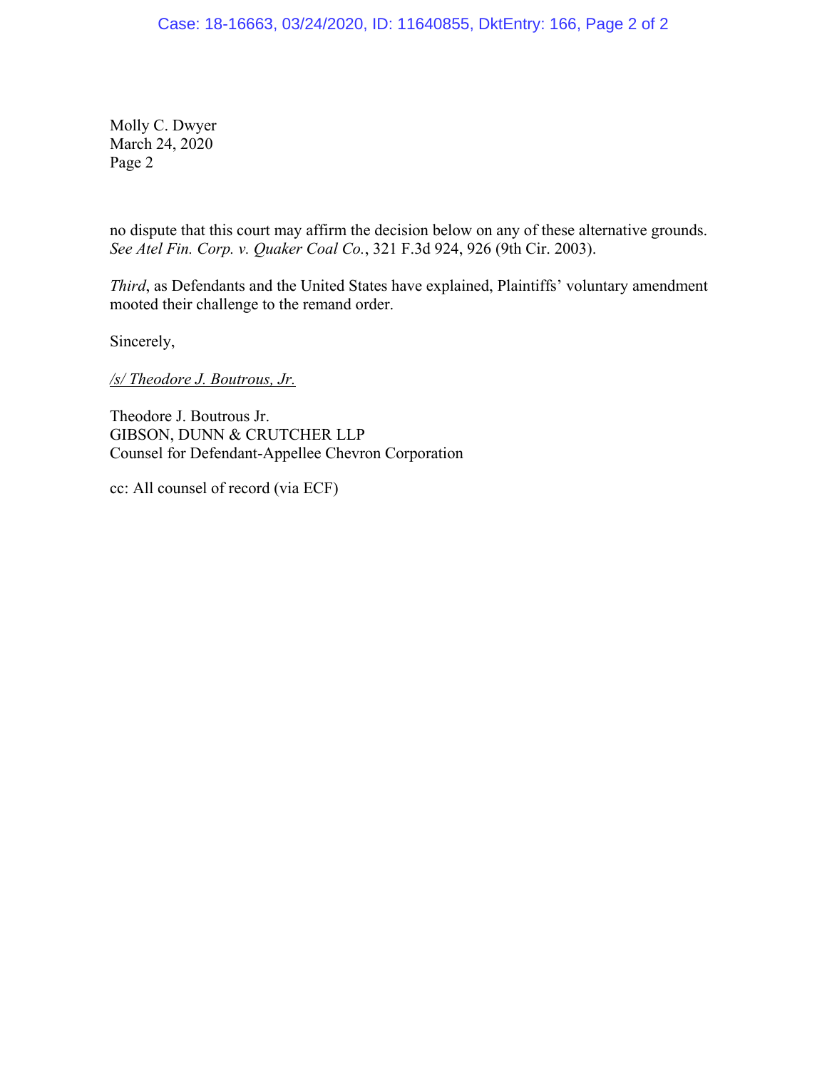Molly C. Dwyer
March 24, 2020
Page 2

no dispute that this court may affirm the decision below on any of these alternative grounds. *See Atel Fin. Corp. v. Quaker Coal Co.*, 321 F.3d 924, 926 (9th Cir. 2003).

*Third*, as Defendants and the United States have explained, Plaintiffs' voluntary amendment mooted their challenge to the remand order.

Sincerely,

*/s/ Theodore J. Boutrous, Jr.*

Theodore J. Boutrous Jr.
GIBSON, DUNN & CRUTCHER LLP
Counsel for Defendant-Appellee Chevron Corporation

cc: All counsel of record (via ECF)